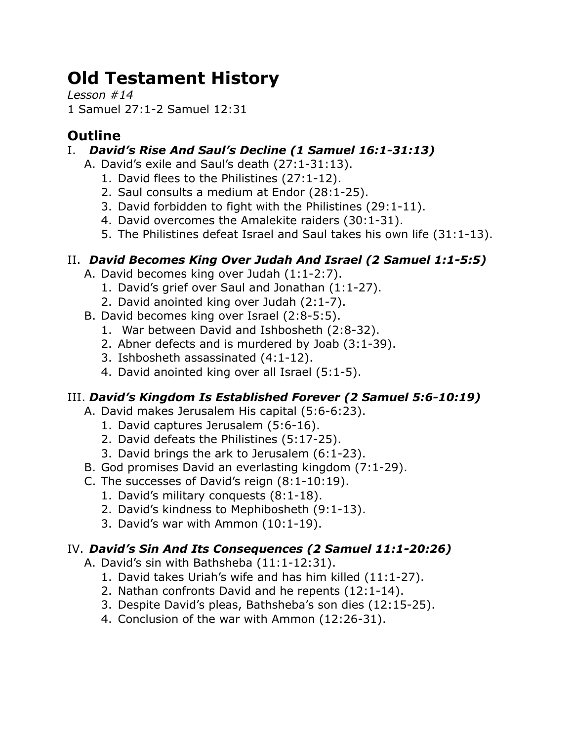# Old Testament History

*Lesson #14*
1 Samuel 27:1-2 Samuel 12:31

## Outline

I. ***David's Rise And Saul's Decline (1 Samuel 16:1-31:13)***

   A. David's exile and Saul's death (27:1-31:13).

      1. David flees to the Philistines (27:1-12).
      2. Saul consults a medium at Endor (28:1-25).
      3. David forbidden to fight with the Philistines (29:1-11).
      4. David overcomes the Amalekite raiders (30:1-31).
      5. The Philistines defeat Israel and Saul takes his own life (31:1-13).

II. ***David Becomes King Over Judah And Israel (2 Samuel 1:1-5:5)***

   A. David becomes king over Judah (1:1-2:7).

      1. David's grief over Saul and Jonathan (1:1-27).
      2. David anointed king over Judah (2:1-7).

   B. David becomes king over Israel (2:8-5:5).

      1. War between David and Ishbosheth (2:8-32).
      2. Abner defects and is murdered by Joab (3:1-39).
      3. Ishbosheth assassinated (4:1-12).
      4. David anointed king over all Israel (5:1-5).

III. ***David's Kingdom Is Established Forever (2 Samuel 5:6-10:19)***

   A. David makes Jerusalem His capital (5:6-6:23).

      1. David captures Jerusalem (5:6-16).
      2. David defeats the Philistines (5:17-25).
      3. David brings the ark to Jerusalem (6:1-23).

   B. God promises David an everlasting kingdom (7:1-29).

   C. The successes of David's reign (8:1-10:19).

      1. David's military conquests (8:1-18).
      2. David's kindness to Mephibosheth (9:1-13).
      3. David's war with Ammon (10:1-19).

IV. ***David's Sin And Its Consequences (2 Samuel 11:1-20:26)***

   A. David's sin with Bathsheba (11:1-12:31).

      1. David takes Uriah's wife and has him killed (11:1-27).
      2. Nathan confronts David and he repents (12:1-14).
      3. Despite David's pleas, Bathsheba's son dies (12:15-25).
      4. Conclusion of the war with Ammon (12:26-31).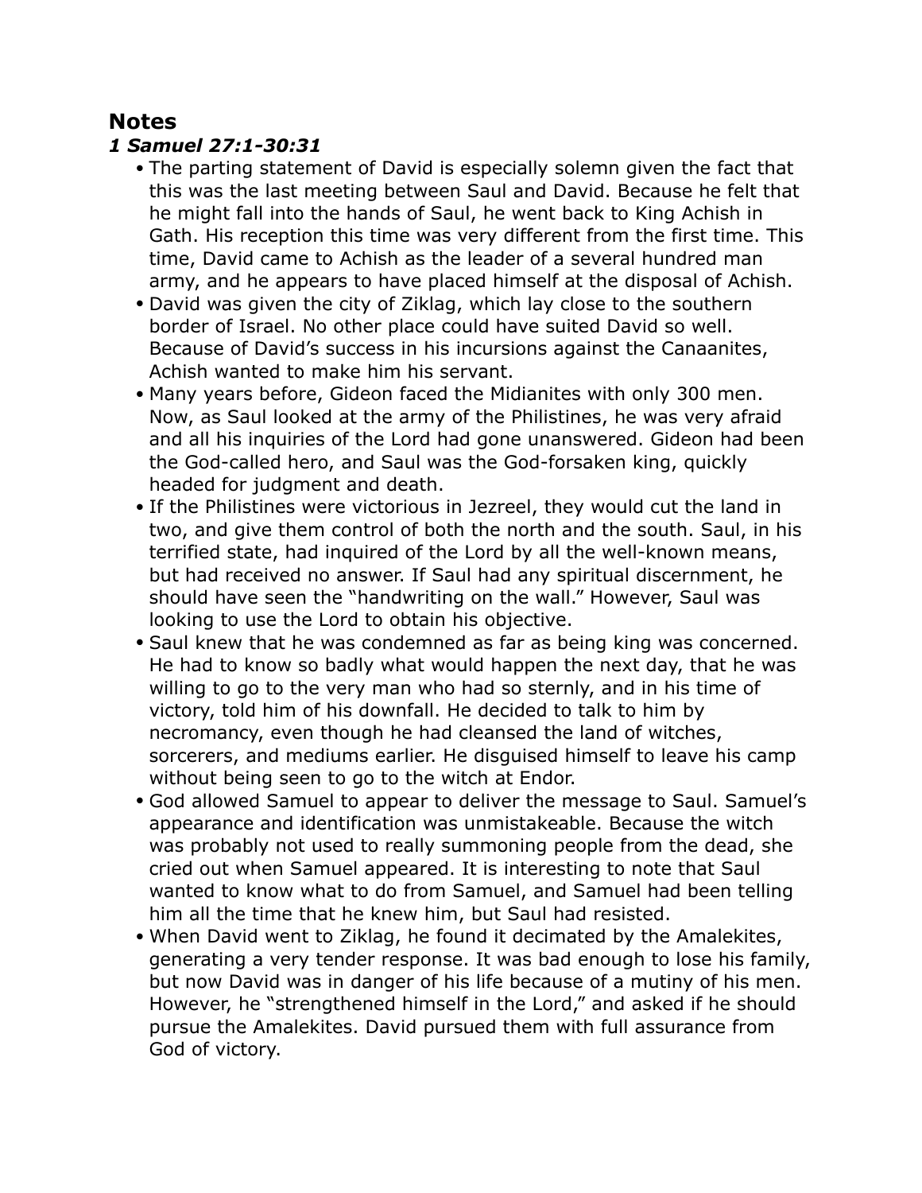## Notes

### *1 Samuel 27:1-30:31*

- The parting statement of David is especially solemn given the fact that this was the last meeting between Saul and David. Because he felt that he might fall into the hands of Saul, he went back to King Achish in Gath. His reception this time was very different from the first time. This time, David came to Achish as the leader of a several hundred man army, and he appears to have placed himself at the disposal of Achish.
- David was given the city of Ziklag, which lay close to the southern border of Israel. No other place could have suited David so well. Because of David's success in his incursions against the Canaanites, Achish wanted to make him his servant.
- Many years before, Gideon faced the Midianites with only 300 men. Now, as Saul looked at the army of the Philistines, he was very afraid and all his inquiries of the Lord had gone unanswered. Gideon had been the God-called hero, and Saul was the God-forsaken king, quickly headed for judgment and death.
- If the Philistines were victorious in Jezreel, they would cut the land in two, and give them control of both the north and the south. Saul, in his terrified state, had inquired of the Lord by all the well-known means, but had received no answer. If Saul had any spiritual discernment, he should have seen the "handwriting on the wall." However, Saul was looking to use the Lord to obtain his objective.
- Saul knew that he was condemned as far as being king was concerned. He had to know so badly what would happen the next day, that he was willing to go to the very man who had so sternly, and in his time of victory, told him of his downfall. He decided to talk to him by necromancy, even though he had cleansed the land of witches, sorcerers, and mediums earlier. He disguised himself to leave his camp without being seen to go to the witch at Endor.
- God allowed Samuel to appear to deliver the message to Saul. Samuel's appearance and identification was unmistakeable. Because the witch was probably not used to really summoning people from the dead, she cried out when Samuel appeared. It is interesting to note that Saul wanted to know what to do from Samuel, and Samuel had been telling him all the time that he knew him, but Saul had resisted.
- When David went to Ziklag, he found it decimated by the Amalekites, generating a very tender response. It was bad enough to lose his family, but now David was in danger of his life because of a mutiny of his men. However, he "strengthened himself in the Lord," and asked if he should pursue the Amalekites. David pursued them with full assurance from God of victory.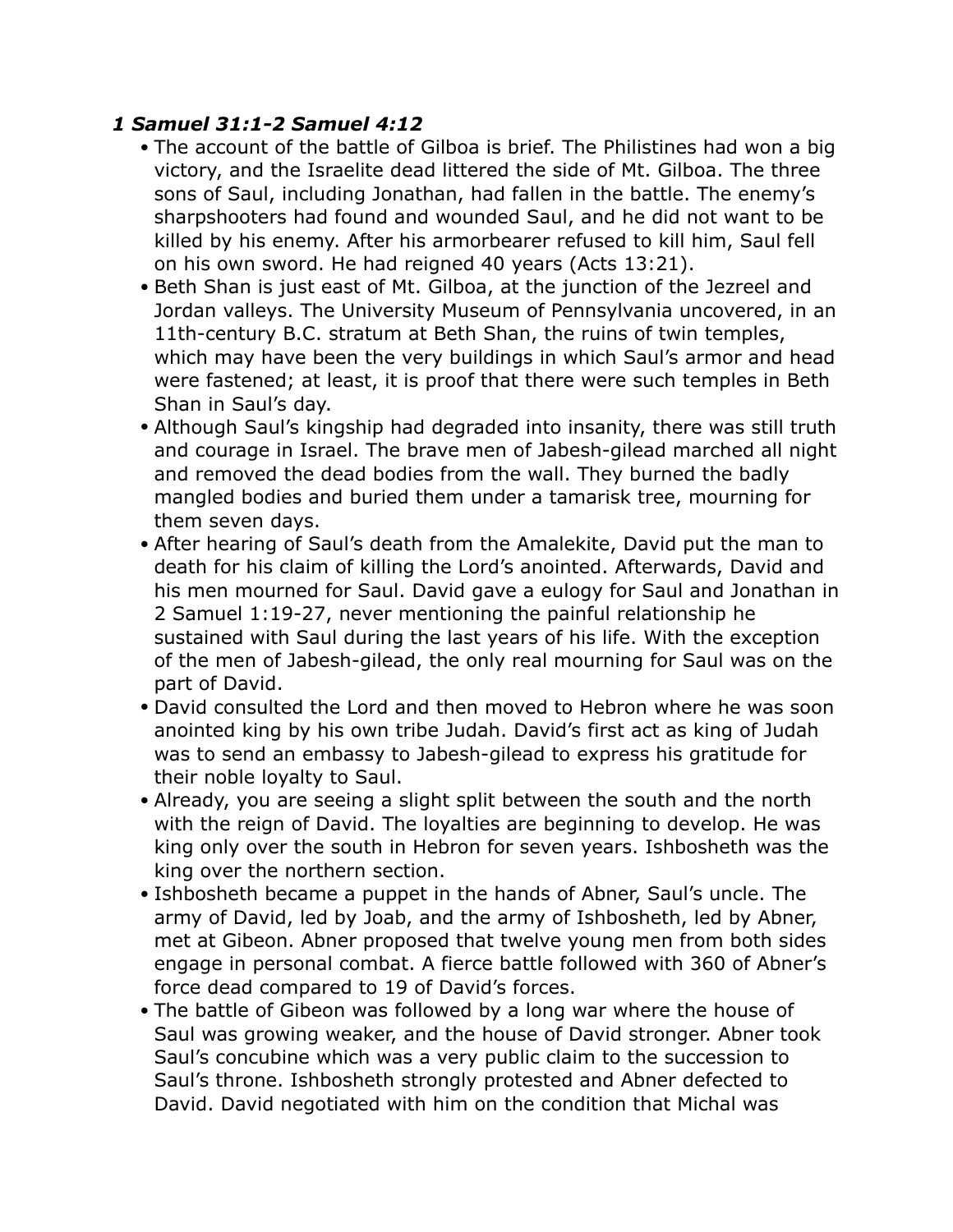***1 Samuel 31:1-2 Samuel 4:12***

- The account of the battle of Gilboa is brief. The Philistines had won a big victory, and the Israelite dead littered the side of Mt. Gilboa. The three sons of Saul, including Jonathan, had fallen in the battle. The enemy's sharpshooters had found and wounded Saul, and he did not want to be killed by his enemy. After his armorbearer refused to kill him, Saul fell on his own sword. He had reigned 40 years (Acts 13:21).
- Beth Shan is just east of Mt. Gilboa, at the junction of the Jezreel and Jordan valleys. The University Museum of Pennsylvania uncovered, in an 11th-century B.C. stratum at Beth Shan, the ruins of twin temples, which may have been the very buildings in which Saul's armor and head were fastened; at least, it is proof that there were such temples in Beth Shan in Saul's day.
- Although Saul's kingship had degraded into insanity, there was still truth and courage in Israel. The brave men of Jabesh-gilead marched all night and removed the dead bodies from the wall. They burned the badly mangled bodies and buried them under a tamarisk tree, mourning for them seven days.
- After hearing of Saul's death from the Amalekite, David put the man to death for his claim of killing the Lord's anointed. Afterwards, David and his men mourned for Saul. David gave a eulogy for Saul and Jonathan in 2 Samuel 1:19-27, never mentioning the painful relationship he sustained with Saul during the last years of his life. With the exception of the men of Jabesh-gilead, the only real mourning for Saul was on the part of David.
- David consulted the Lord and then moved to Hebron where he was soon anointed king by his own tribe Judah. David's first act as king of Judah was to send an embassy to Jabesh-gilead to express his gratitude for their noble loyalty to Saul.
- Already, you are seeing a slight split between the south and the north with the reign of David. The loyalties are beginning to develop. He was king only over the south in Hebron for seven years. Ishbosheth was the king over the northern section.
- Ishbosheth became a puppet in the hands of Abner, Saul's uncle. The army of David, led by Joab, and the army of Ishbosheth, led by Abner, met at Gibeon. Abner proposed that twelve young men from both sides engage in personal combat. A fierce battle followed with 360 of Abner's force dead compared to 19 of David's forces.
- The battle of Gibeon was followed by a long war where the house of Saul was growing weaker, and the house of David stronger. Abner took Saul's concubine which was a very public claim to the succession to Saul's throne. Ishbosheth strongly protested and Abner defected to David. David negotiated with him on the condition that Michal was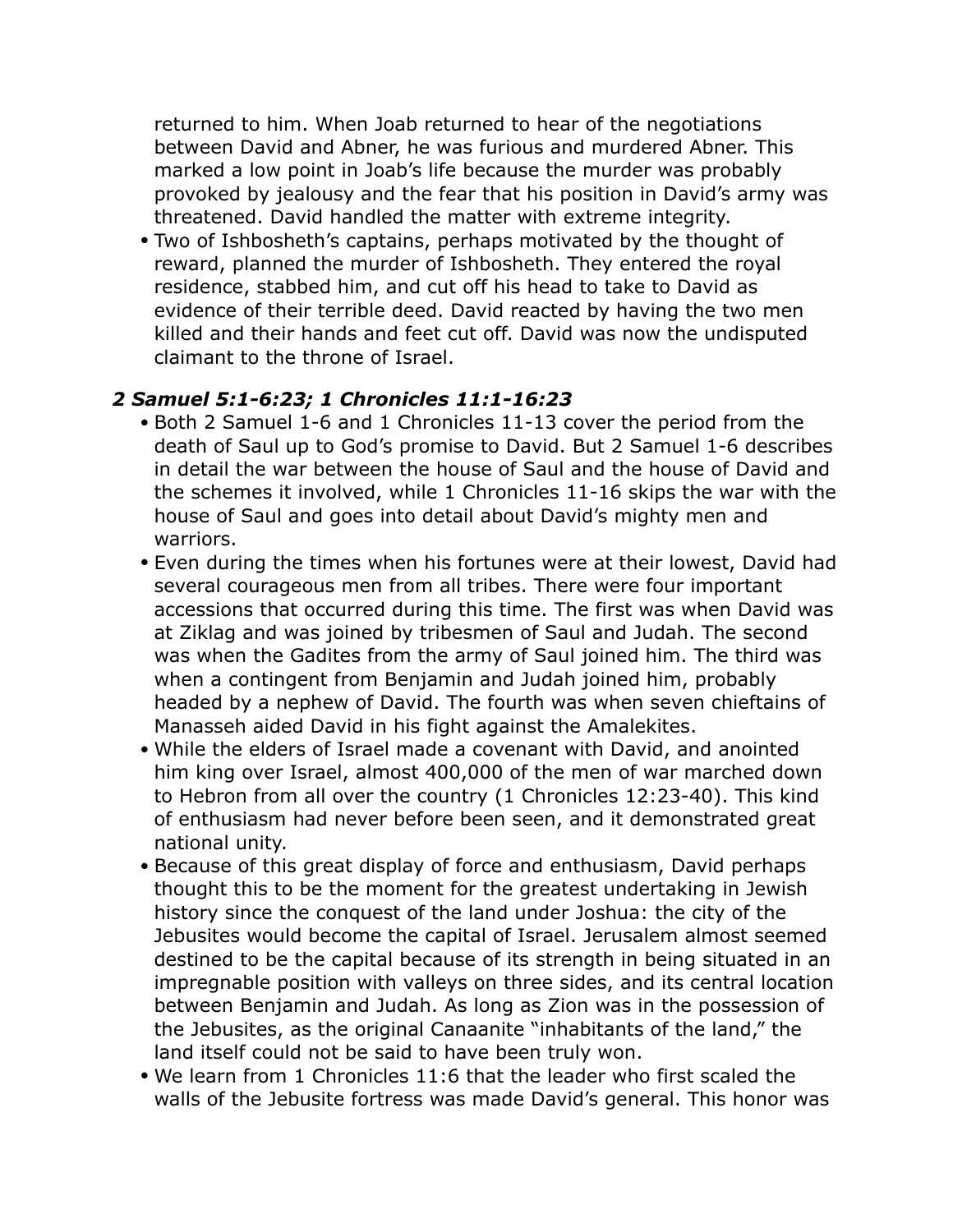returned to him. When Joab returned to hear of the negotiations between David and Abner, he was furious and murdered Abner. This marked a low point in Joab's life because the murder was probably provoked by jealousy and the fear that his position in David's army was threatened. David handled the matter with extreme integrity.

- Two of Ishbosheth's captains, perhaps motivated by the thought of reward, planned the murder of Ishbosheth. They entered the royal residence, stabbed him, and cut off his head to take to David as evidence of their terrible deed. David reacted by having the two men killed and their hands and feet cut off. David was now the undisputed claimant to the throne of Israel.

### *2 Samuel 5:1-6:23; 1 Chronicles 11:1-16:23*

- Both 2 Samuel 1-6 and 1 Chronicles 11-13 cover the period from the death of Saul up to God's promise to David. But 2 Samuel 1-6 describes in detail the war between the house of Saul and the house of David and the schemes it involved, while 1 Chronicles 11-16 skips the war with the house of Saul and goes into detail about David's mighty men and warriors.
- Even during the times when his fortunes were at their lowest, David had several courageous men from all tribes. There were four important accessions that occurred during this time. The first was when David was at Ziklag and was joined by tribesmen of Saul and Judah. The second was when the Gadites from the army of Saul joined him. The third was when a contingent from Benjamin and Judah joined him, probably headed by a nephew of David. The fourth was when seven chieftains of Manasseh aided David in his fight against the Amalekites.
- While the elders of Israel made a covenant with David, and anointed him king over Israel, almost 400,000 of the men of war marched down to Hebron from all over the country (1 Chronicles 12:23-40). This kind of enthusiasm had never before been seen, and it demonstrated great national unity.
- Because of this great display of force and enthusiasm, David perhaps thought this to be the moment for the greatest undertaking in Jewish history since the conquest of the land under Joshua: the city of the Jebusites would become the capital of Israel. Jerusalem almost seemed destined to be the capital because of its strength in being situated in an impregnable position with valleys on three sides, and its central location between Benjamin and Judah. As long as Zion was in the possession of the Jebusites, as the original Canaanite "inhabitants of the land," the land itself could not be said to have been truly won.
- We learn from 1 Chronicles 11:6 that the leader who first scaled the walls of the Jebusite fortress was made David's general. This honor was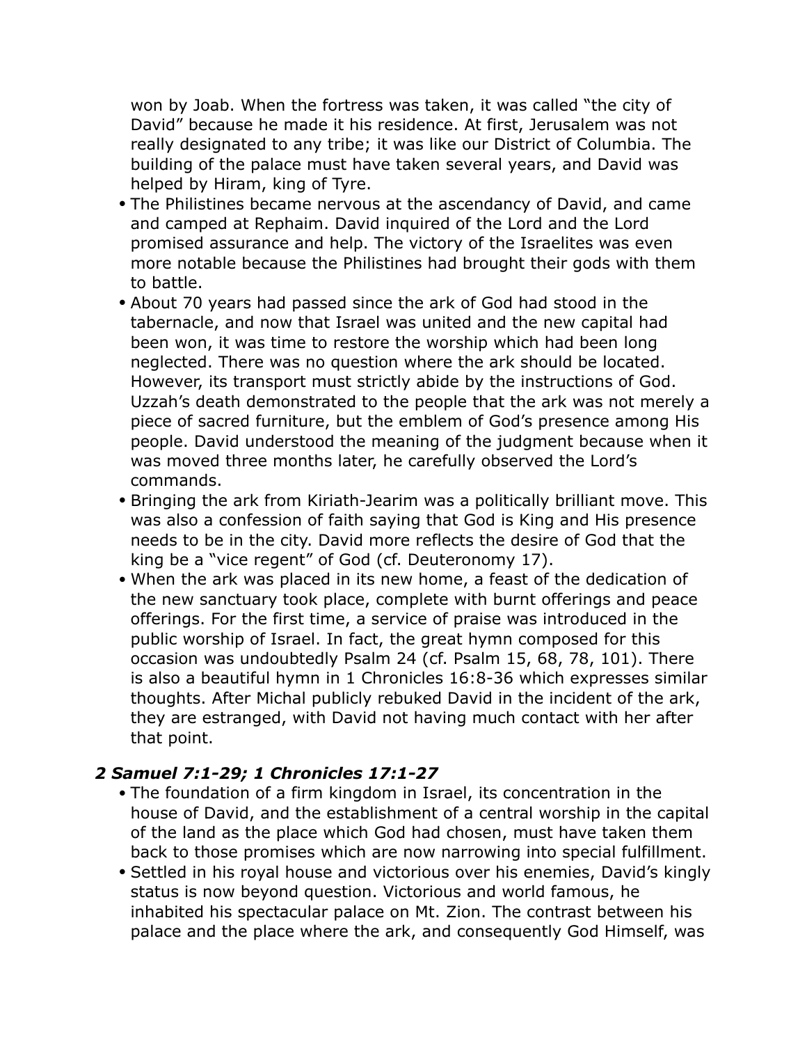won by Joab. When the fortress was taken, it was called "the city of David" because he made it his residence. At first, Jerusalem was not really designated to any tribe; it was like our District of Columbia. The building of the palace must have taken several years, and David was helped by Hiram, king of Tyre.

- The Philistines became nervous at the ascendancy of David, and came and camped at Rephaim. David inquired of the Lord and the Lord promised assurance and help. The victory of the Israelites was even more notable because the Philistines had brought their gods with them to battle.
- About 70 years had passed since the ark of God had stood in the tabernacle, and now that Israel was united and the new capital had been won, it was time to restore the worship which had been long neglected. There was no question where the ark should be located. However, its transport must strictly abide by the instructions of God. Uzzah's death demonstrated to the people that the ark was not merely a piece of sacred furniture, but the emblem of God's presence among His people. David understood the meaning of the judgment because when it was moved three months later, he carefully observed the Lord's commands.
- Bringing the ark from Kiriath-Jearim was a politically brilliant move. This was also a confession of faith saying that God is King and His presence needs to be in the city. David more reflects the desire of God that the king be a "vice regent" of God (cf. Deuteronomy 17).
- When the ark was placed in its new home, a feast of the dedication of the new sanctuary took place, complete with burnt offerings and peace offerings. For the first time, a service of praise was introduced in the public worship of Israel. In fact, the great hymn composed for this occasion was undoubtedly Psalm 24 (cf. Psalm 15, 68, 78, 101). There is also a beautiful hymn in 1 Chronicles 16:8-36 which expresses similar thoughts. After Michal publicly rebuked David in the incident of the ark, they are estranged, with David not having much contact with her after that point.

### *2 Samuel 7:1-29; 1 Chronicles 17:1-27*

- The foundation of a firm kingdom in Israel, its concentration in the house of David, and the establishment of a central worship in the capital of the land as the place which God had chosen, must have taken them back to those promises which are now narrowing into special fulfillment.
- Settled in his royal house and victorious over his enemies, David's kingly status is now beyond question. Victorious and world famous, he inhabited his spectacular palace on Mt. Zion. The contrast between his palace and the place where the ark, and consequently God Himself, was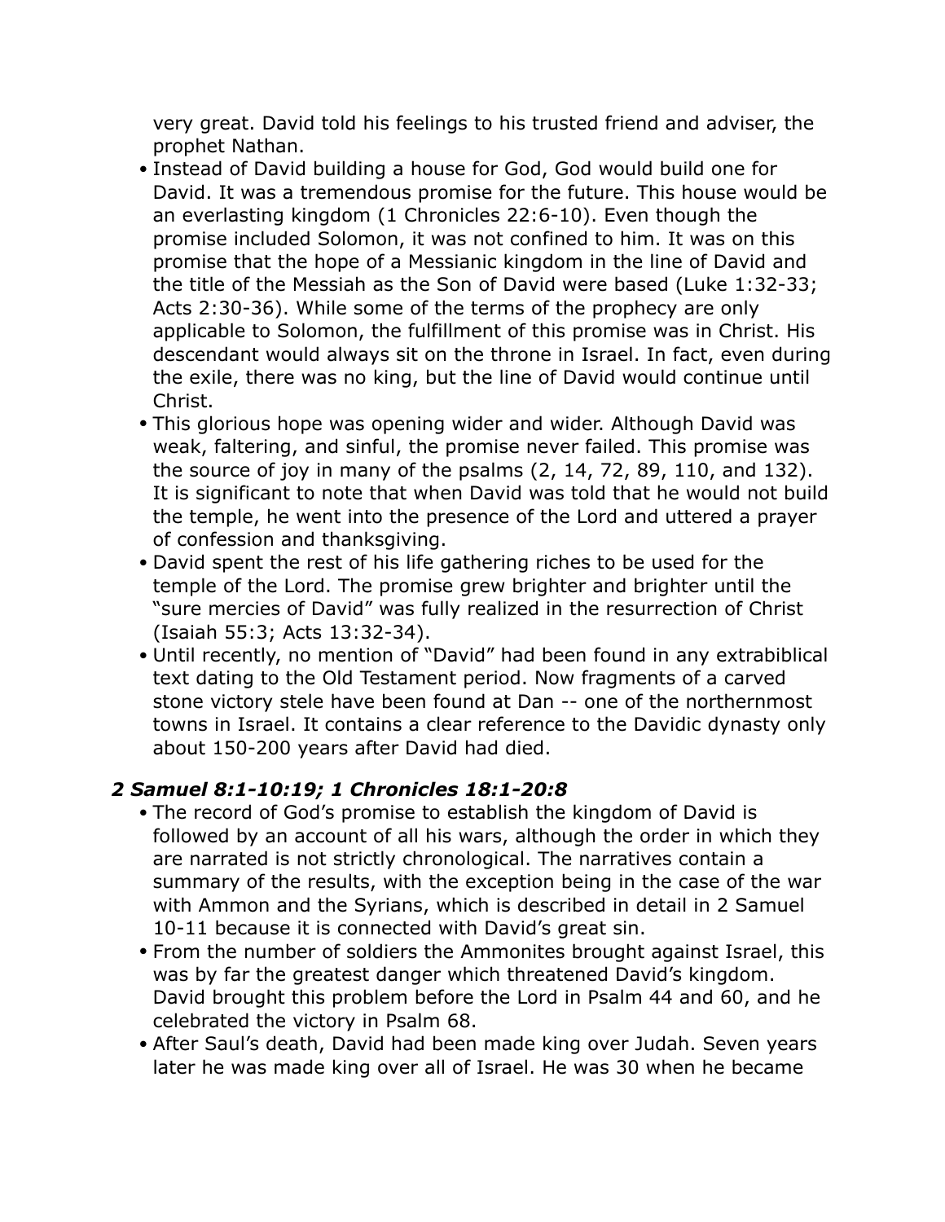very great. David told his feelings to his trusted friend and adviser, the prophet Nathan.

- Instead of David building a house for God, God would build one for David. It was a tremendous promise for the future. This house would be an everlasting kingdom (1 Chronicles 22:6-10). Even though the promise included Solomon, it was not confined to him. It was on this promise that the hope of a Messianic kingdom in the line of David and the title of the Messiah as the Son of David were based (Luke 1:32-33; Acts 2:30-36). While some of the terms of the prophecy are only applicable to Solomon, the fulfillment of this promise was in Christ. His descendant would always sit on the throne in Israel. In fact, even during the exile, there was no king, but the line of David would continue until Christ.
- This glorious hope was opening wider and wider. Although David was weak, faltering, and sinful, the promise never failed. This promise was the source of joy in many of the psalms (2, 14, 72, 89, 110, and 132). It is significant to note that when David was told that he would not build the temple, he went into the presence of the Lord and uttered a prayer of confession and thanksgiving.
- David spent the rest of his life gathering riches to be used for the temple of the Lord. The promise grew brighter and brighter until the "sure mercies of David" was fully realized in the resurrection of Christ (Isaiah 55:3; Acts 13:32-34).
- Until recently, no mention of "David" had been found in any extrabiblical text dating to the Old Testament period. Now fragments of a carved stone victory stele have been found at Dan -- one of the northernmost towns in Israel. It contains a clear reference to the Davidic dynasty only about 150-200 years after David had died.

### *2 Samuel 8:1-10:19; 1 Chronicles 18:1-20:8*

- The record of God's promise to establish the kingdom of David is followed by an account of all his wars, although the order in which they are narrated is not strictly chronological. The narratives contain a summary of the results, with the exception being in the case of the war with Ammon and the Syrians, which is described in detail in 2 Samuel 10-11 because it is connected with David's great sin.
- From the number of soldiers the Ammonites brought against Israel, this was by far the greatest danger which threatened David's kingdom. David brought this problem before the Lord in Psalm 44 and 60, and he celebrated the victory in Psalm 68.
- After Saul's death, David had been made king over Judah. Seven years later he was made king over all of Israel. He was 30 when he became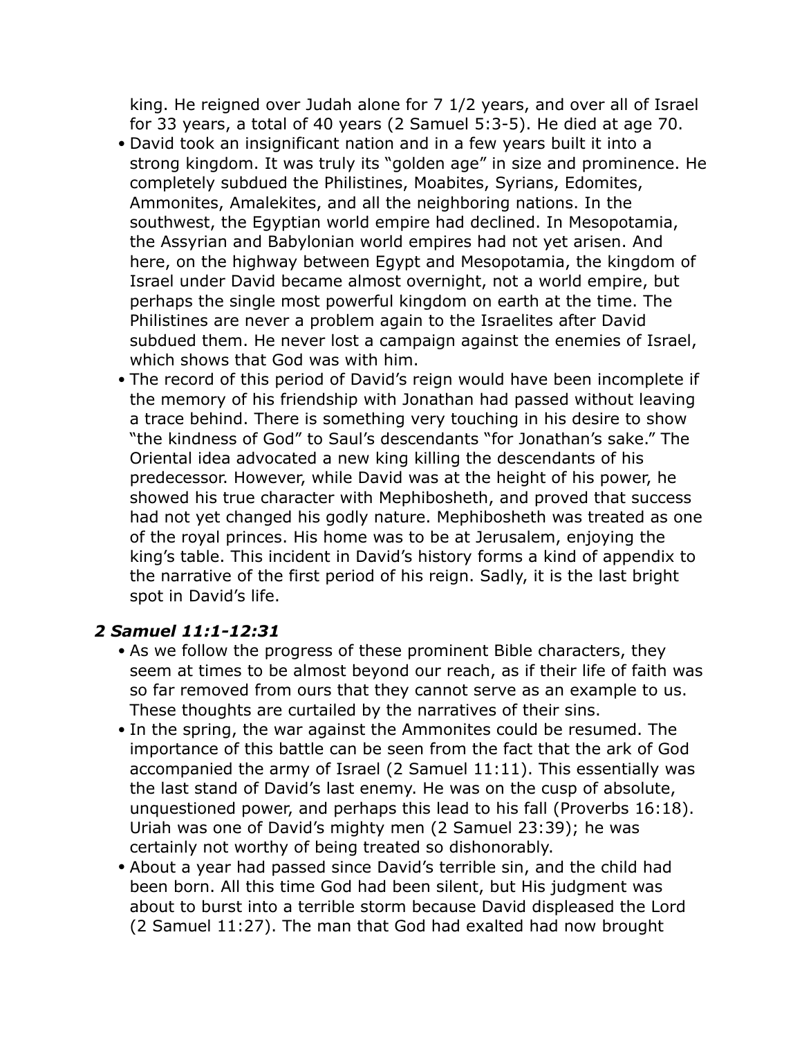king. He reigned over Judah alone for 7 1/2 years, and over all of Israel for 33 years, a total of 40 years (2 Samuel 5:3-5). He died at age 70.

- David took an insignificant nation and in a few years built it into a strong kingdom. It was truly its "golden age" in size and prominence. He completely subdued the Philistines, Moabites, Syrians, Edomites, Ammonites, Amalekites, and all the neighboring nations. In the southwest, the Egyptian world empire had declined. In Mesopotamia, the Assyrian and Babylonian world empires had not yet arisen. And here, on the highway between Egypt and Mesopotamia, the kingdom of Israel under David became almost overnight, not a world empire, but perhaps the single most powerful kingdom on earth at the time. The Philistines are never a problem again to the Israelites after David subdued them. He never lost a campaign against the enemies of Israel, which shows that God was with him.
- The record of this period of David's reign would have been incomplete if the memory of his friendship with Jonathan had passed without leaving a trace behind. There is something very touching in his desire to show "the kindness of God" to Saul's descendants "for Jonathan's sake." The Oriental idea advocated a new king killing the descendants of his predecessor. However, while David was at the height of his power, he showed his true character with Mephibosheth, and proved that success had not yet changed his godly nature. Mephibosheth was treated as one of the royal princes. His home was to be at Jerusalem, enjoying the king's table. This incident in David's history forms a kind of appendix to the narrative of the first period of his reign. Sadly, it is the last bright spot in David's life.

### *2 Samuel 11:1-12:31*

- As we follow the progress of these prominent Bible characters, they seem at times to be almost beyond our reach, as if their life of faith was so far removed from ours that they cannot serve as an example to us. These thoughts are curtailed by the narratives of their sins.
- In the spring, the war against the Ammonites could be resumed. The importance of this battle can be seen from the fact that the ark of God accompanied the army of Israel (2 Samuel 11:11). This essentially was the last stand of David's last enemy. He was on the cusp of absolute, unquestioned power, and perhaps this lead to his fall (Proverbs 16:18). Uriah was one of David's mighty men (2 Samuel 23:39); he was certainly not worthy of being treated so dishonorably.
- About a year had passed since David's terrible sin, and the child had been born. All this time God had been silent, but His judgment was about to burst into a terrible storm because David displeased the Lord (2 Samuel 11:27). The man that God had exalted had now brought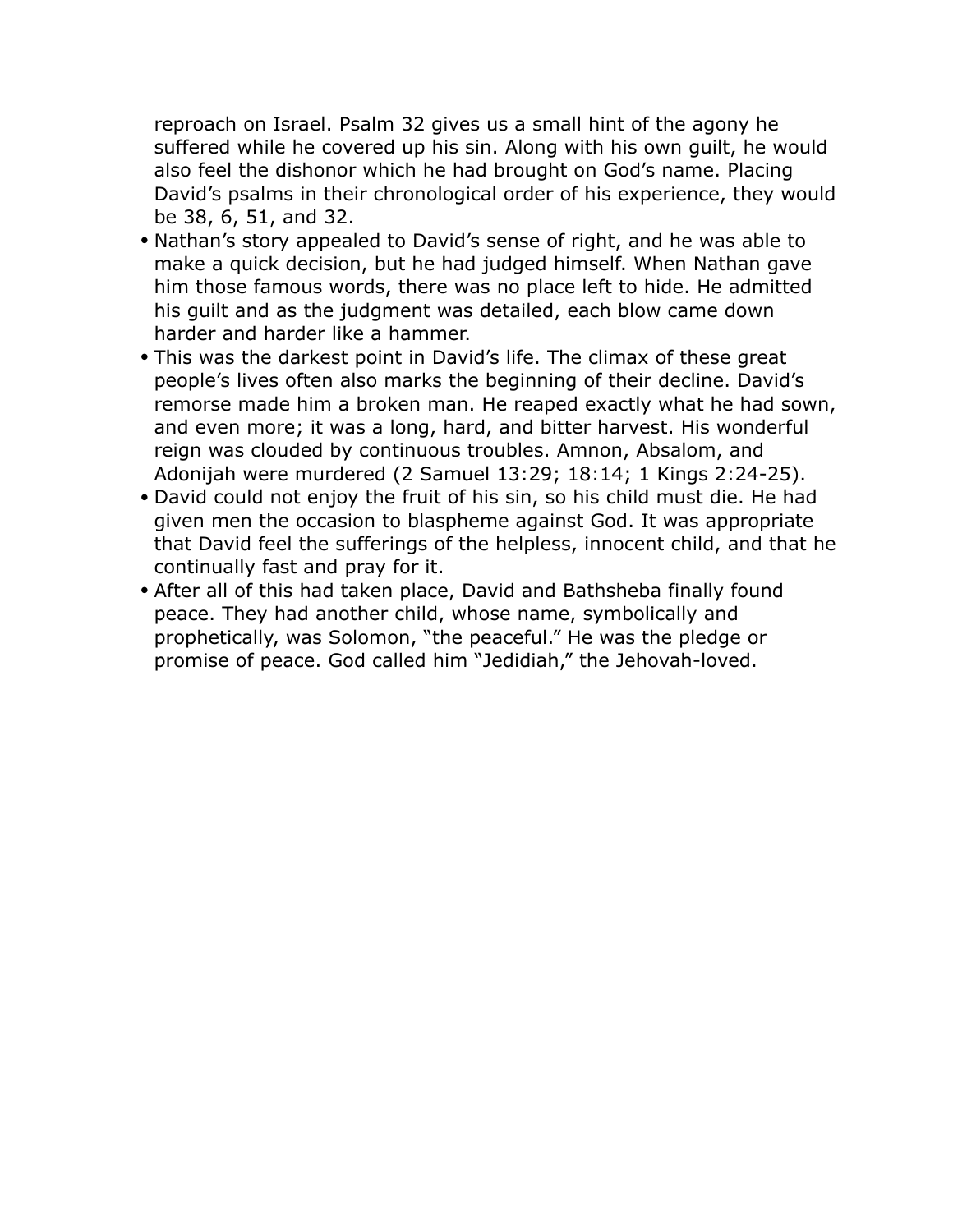reproach on Israel. Psalm 32 gives us a small hint of the agony he suffered while he covered up his sin. Along with his own guilt, he would also feel the dishonor which he had brought on God's name. Placing David's psalms in their chronological order of his experience, they would be 38, 6, 51, and 32.

- Nathan's story appealed to David's sense of right, and he was able to make a quick decision, but he had judged himself. When Nathan gave him those famous words, there was no place left to hide. He admitted his guilt and as the judgment was detailed, each blow came down harder and harder like a hammer.
- This was the darkest point in David's life. The climax of these great people's lives often also marks the beginning of their decline. David's remorse made him a broken man. He reaped exactly what he had sown, and even more; it was a long, hard, and bitter harvest. His wonderful reign was clouded by continuous troubles. Amnon, Absalom, and Adonijah were murdered (2 Samuel 13:29; 18:14; 1 Kings 2:24-25).
- David could not enjoy the fruit of his sin, so his child must die. He had given men the occasion to blaspheme against God. It was appropriate that David feel the sufferings of the helpless, innocent child, and that he continually fast and pray for it.
- After all of this had taken place, David and Bathsheba finally found peace. They had another child, whose name, symbolically and prophetically, was Solomon, "the peaceful." He was the pledge or promise of peace. God called him "Jedidiah," the Jehovah-loved.